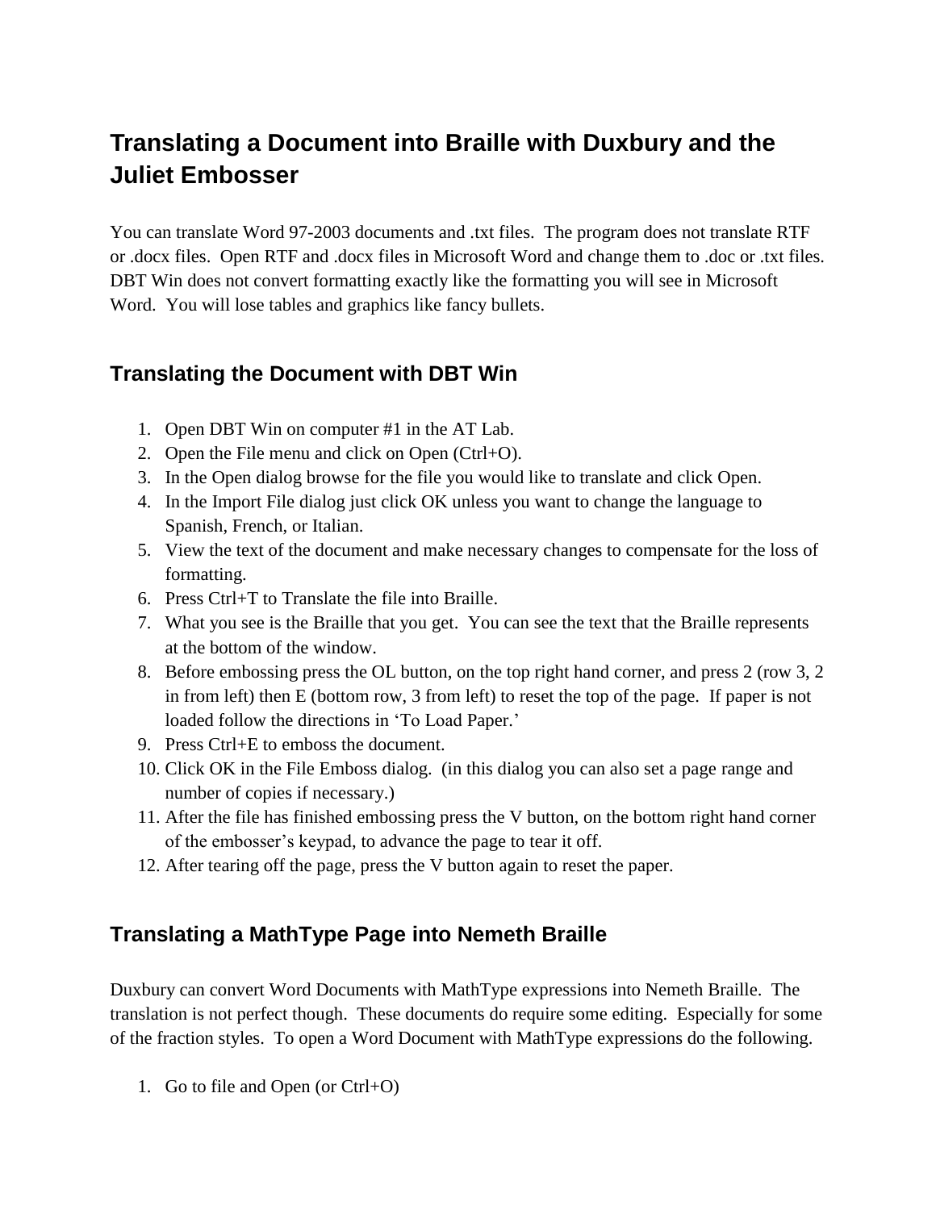# Translating a Document into Braille with Duxbury and the Juliet Embosser

You can translate Word 97-2003 documents and .txt files. The program does not translate RTF or .docx files. Open RTF and .docx files in Microsoft Word and change them to .doc or .txt files. DBT Win does not convert formatting exactly like the formatting you will see in Microsoft Word. You will lose tables and graphics like fancy bullets.

## Translating the Document with DBT Win

1. Open DBT Win on computer #1 in the AT Lab.
2. Open the File menu and click on Open (Ctrl+O).
3. In the Open dialog browse for the file you would like to translate and click Open.
4. In the Import File dialog just click OK unless you want to change the language to Spanish, French, or Italian.
5. View the text of the document and make necessary changes to compensate for the loss of formatting.
6. Press Ctrl+T to Translate the file into Braille.
7. What you see is the Braille that you get. You can see the text that the Braille represents at the bottom of the window.
8. Before embossing press the OL button, on the top right hand corner, and press 2 (row 3, 2 in from left) then E (bottom row, 3 from left) to reset the top of the page. If paper is not loaded follow the directions in 'To Load Paper.'
9. Press Ctrl+E to emboss the document.
10. Click OK in the File Emboss dialog. (in this dialog you can also set a page range and number of copies if necessary.)
11. After the file has finished embossing press the V button, on the bottom right hand corner of the embosser's keypad, to advance the page to tear it off.
12. After tearing off the page, press the V button again to reset the paper.

## Translating a MathType Page into Nemeth Braille

Duxbury can convert Word Documents with MathType expressions into Nemeth Braille. The translation is not perfect though. These documents do require some editing. Especially for some of the fraction styles. To open a Word Document with MathType expressions do the following.

1. Go to file and Open (or Ctrl+O)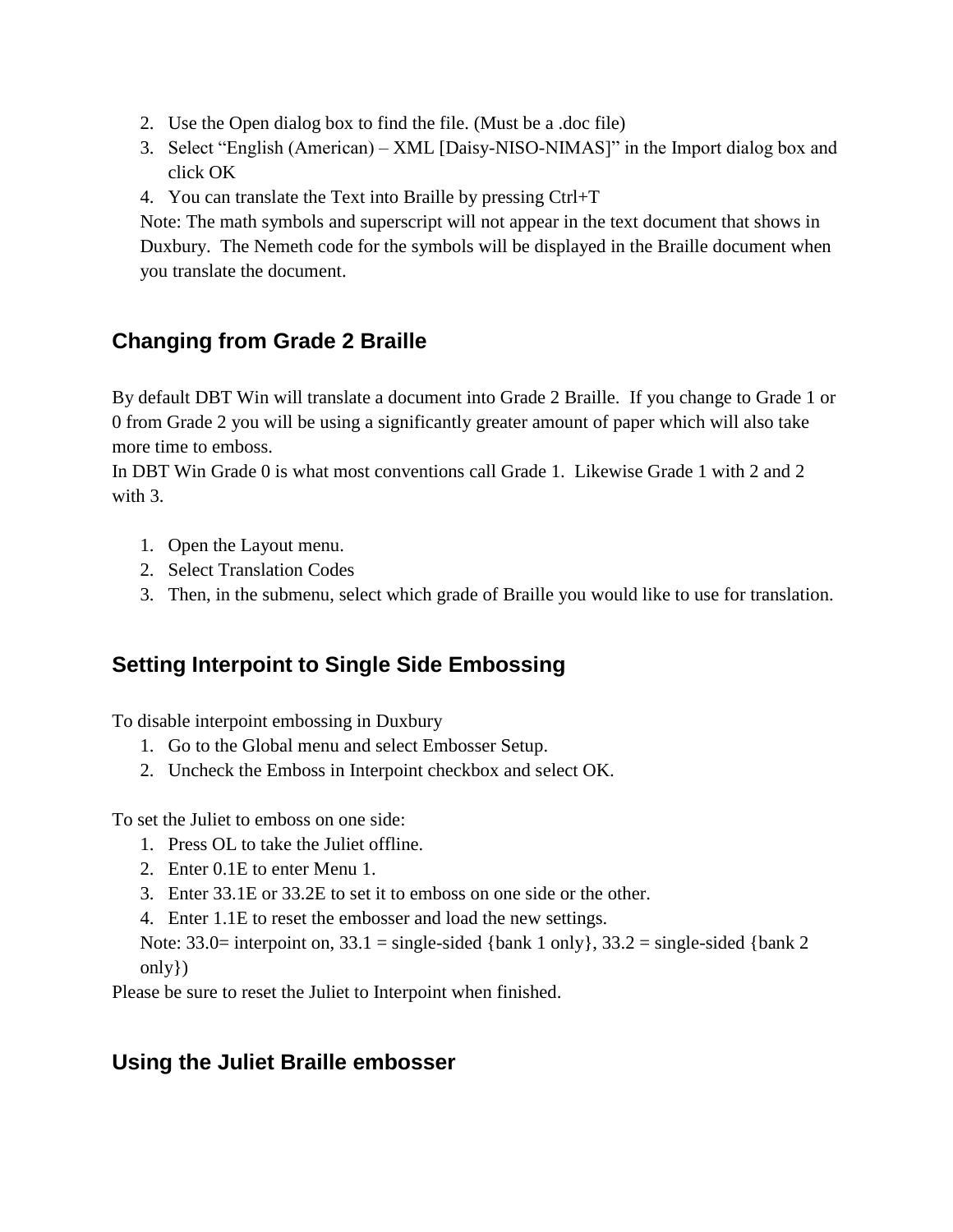2. Use the Open dialog box to find the file. (Must be a .doc file)
3. Select “English (American) – XML [Daisy-NISO-NIMAS]” in the Import dialog box and click OK
4. You can translate the Text into Braille by pressing Ctrl+T

   Note: The math symbols and superscript will not appear in the text document that shows in Duxbury. The Nemeth code for the symbols will be displayed in the Braille document when you translate the document.

## Changing from Grade 2 Braille

By default DBT Win will translate a document into Grade 2 Braille. If you change to Grade 1 or 0 from Grade 2 you will be using a significantly greater amount of paper which will also take more time to emboss.

In DBT Win Grade 0 is what most conventions call Grade 1. Likewise Grade 1 with 2 and 2 with 3.

1. Open the Layout menu.
2. Select Translation Codes
3. Then, in the submenu, select which grade of Braille you would like to use for translation.

## Setting Interpoint to Single Side Embossing

To disable interpoint embossing in Duxbury

1. Go to the Global menu and select Embosser Setup.
2. Uncheck the Emboss in Interpoint checkbox and select OK.

To set the Juliet to emboss on one side:

1. Press OL to take the Juliet offline.
2. Enter 0.1E to enter Menu 1.
3. Enter 33.1E or 33.2E to set it to emboss on one side or the other.
4. Enter 1.1E to reset the embosser and load the new settings.

   Note: 33.0= interpoint on, 33.1 = single-sided {bank 1 only}, 33.2 = single-sided {bank 2 only})

Please be sure to reset the Juliet to Interpoint when finished.

## Using the Juliet Braille embosser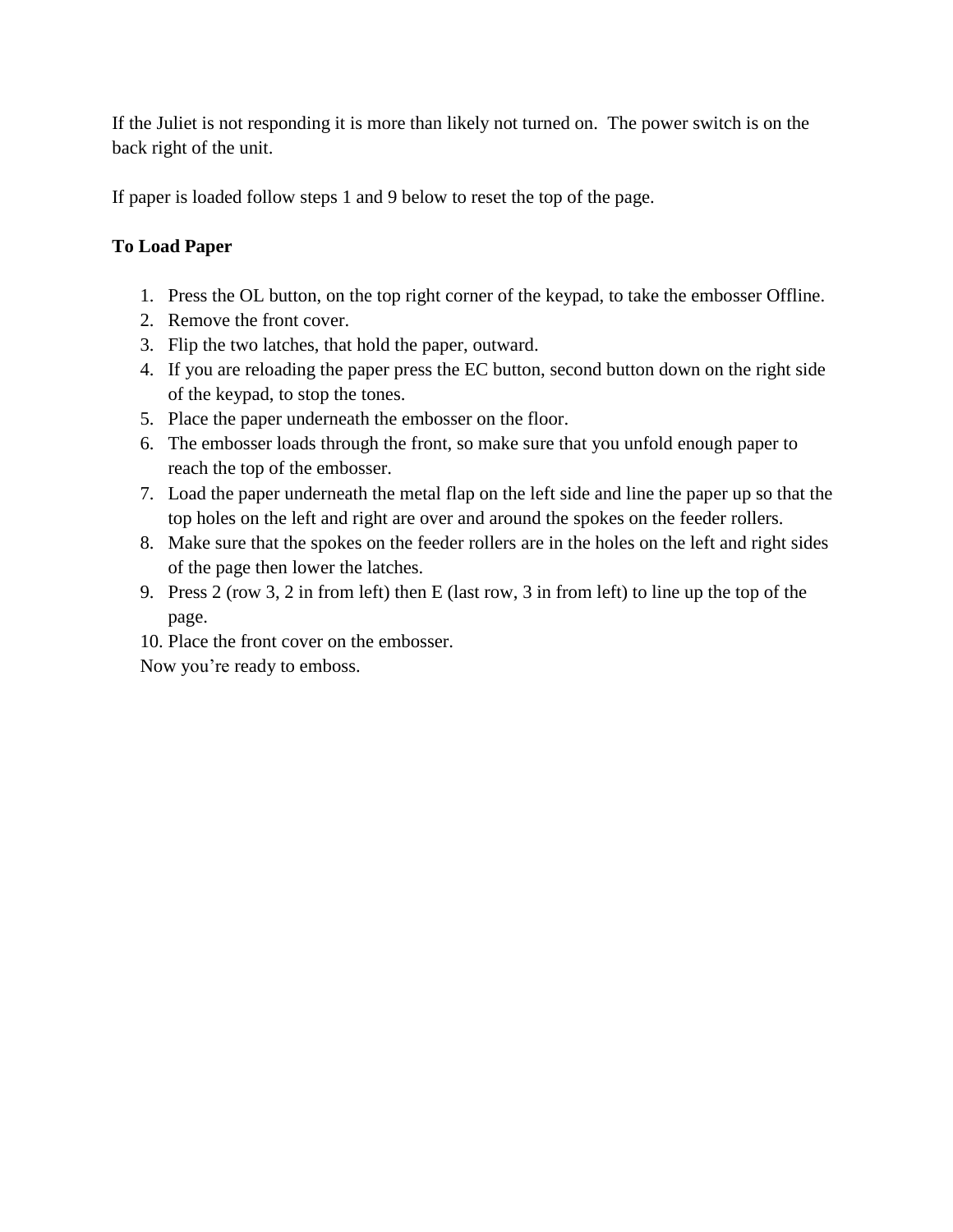If the Juliet is not responding it is more than likely not turned on.  The power switch is on the back right of the unit.

If paper is loaded follow steps 1 and 9 below to reset the top of the page.

**To Load Paper**

1. Press the OL button, on the top right corner of the keypad, to take the embosser Offline.
2. Remove the front cover.
3. Flip the two latches, that hold the paper, outward.
4. If you are reloading the paper press the EC button, second button down on the right side of the keypad, to stop the tones.
5. Place the paper underneath the embosser on the floor.
6. The embosser loads through the front, so make sure that you unfold enough paper to reach the top of the embosser.
7. Load the paper underneath the metal flap on the left side and line the paper up so that the top holes on the left and right are over and around the spokes on the feeder rollers.
8. Make sure that the spokes on the feeder rollers are in the holes on the left and right sides of the page then lower the latches.
9. Press 2 (row 3, 2 in from left) then E (last row, 3 in from left) to line up the top of the page.
10. Place the front cover on the embosser.

Now you're ready to emboss.